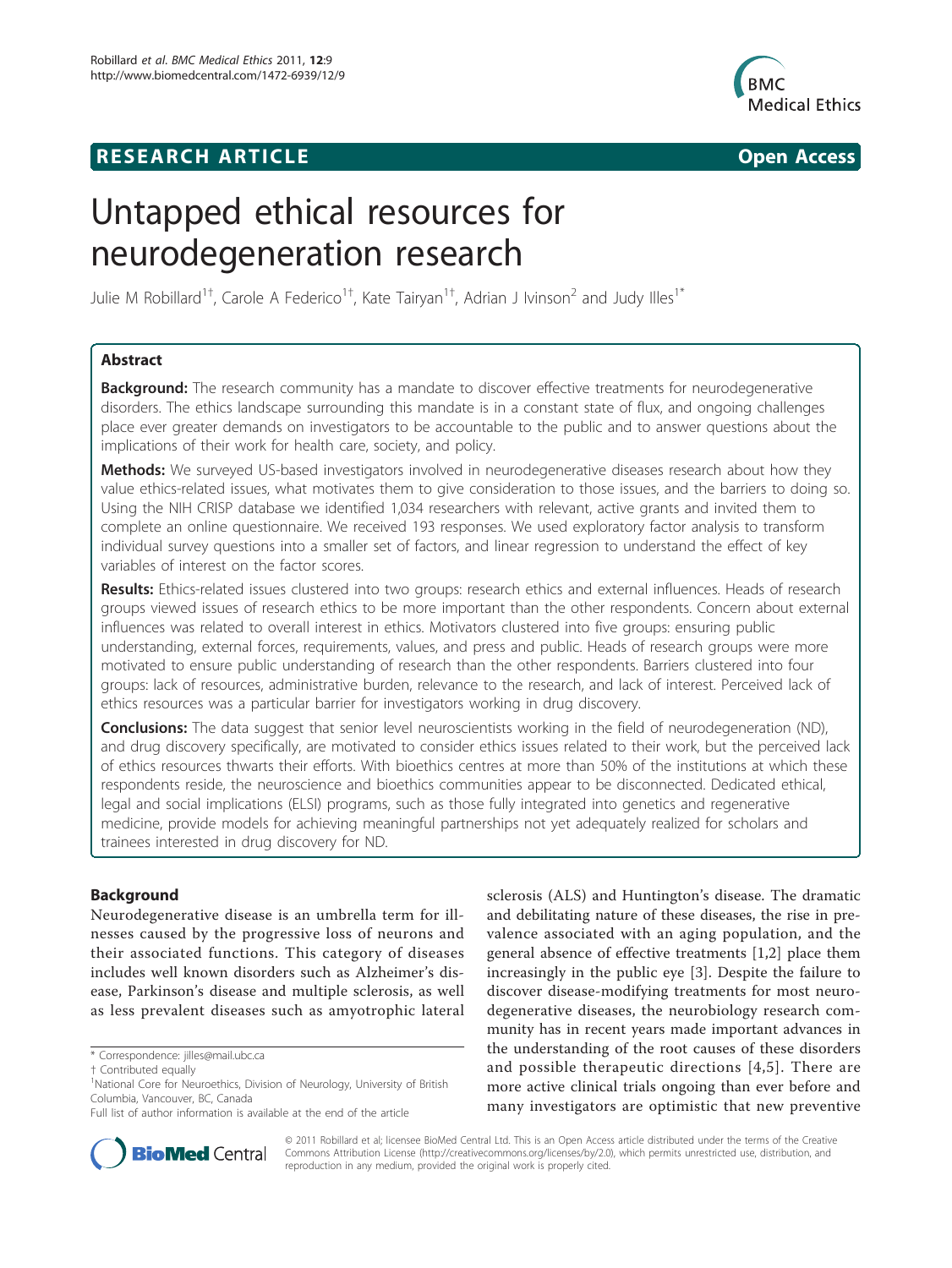RESEARCH ARTICLE Open Access

# Untapped ethical resources for neurodegeneration research

Julie M Robillard[1†], Carole A Federico[1†], Kate Tairyan[1†], Adrian J Ivinson[2] and Judy Illes[1*]

## Abstract

**Background:** The research community has a mandate to discover effective treatments for neurodegenerative disorders. The ethics landscape surrounding this mandate is in a constant state of flux, and ongoing challenges place ever greater demands on investigators to be accountable to the public and to answer questions about the implications of their work for health care, society, and policy.

**Methods:** We surveyed US-based investigators involved in neurodegenerative diseases research about how they value ethics-related issues, what motivates them to give consideration to those issues, and the barriers to doing so. Using the NIH CRISP database we identified 1,034 researchers with relevant, active grants and invited them to complete an online questionnaire. We received 193 responses. We used exploratory factor analysis to transform individual survey questions into a smaller set of factors, and linear regression to understand the effect of key variables of interest on the factor scores.

**Results:** Ethics-related issues clustered into two groups: research ethics and external influences. Heads of research groups viewed issues of research ethics to be more important than the other respondents. Concern about external influences was related to overall interest in ethics. Motivators clustered into five groups: ensuring public understanding, external forces, requirements, values, and press and public. Heads of research groups were more motivated to ensure public understanding of research than the other respondents. Barriers clustered into four groups: lack of resources, administrative burden, relevance to the research, and lack of interest. Perceived lack of ethics resources was a particular barrier for investigators working in drug discovery.

**Conclusions:** The data suggest that senior level neuroscientists working in the field of neurodegeneration (ND), and drug discovery specifically, are motivated to consider ethics issues related to their work, but the perceived lack of ethics resources thwarts their efforts. With bioethics centres at more than 50% of the institutions at which these respondents reside, the neuroscience and bioethics communities appear to be disconnected. Dedicated ethical, legal and social implications (ELSI) programs, such as those fully integrated into genetics and regenerative medicine, provide models for achieving meaningful partnerships not yet adequately realized for scholars and trainees interested in drug discovery for ND.

## Background

Neurodegenerative disease is an umbrella term for illnesses caused by the progressive loss of neurons and their associated functions. This category of diseases includes well known disorders such as Alzheimer's disease, Parkinson's disease and multiple sclerosis, as well as less prevalent diseases such as amyotrophic lateral sclerosis (ALS) and Huntington's disease. The dramatic and debilitating nature of these diseases, the rise in prevalence associated with an aging population, and the general absence of effective treatments [1,2] place them increasingly in the public eye [3]. Despite the failure to discover disease-modifying treatments for most neurodegenerative diseases, the neurobiology research community has in recent years made important advances in the understanding of the root causes of these disorders and possible therapeutic directions [4,5]. There are more active clinical trials ongoing than ever before and many investigators are optimistic that new preventive

\* Correspondence: jilles@mail.ubc.ca
† Contributed equally
[1]National Core for Neuroethics, Division of Neurology, University of British Columbia, Vancouver, BC, Canada
Full list of author information is available at the end of the article

© 2011 Robillard et al; licensee BioMed Central Ltd. This is an Open Access article distributed under the terms of the Creative Commons Attribution License (http://creativecommons.org/licenses/by/2.0), which permits unrestricted use, distribution, and reproduction in any medium, provided the original work is properly cited.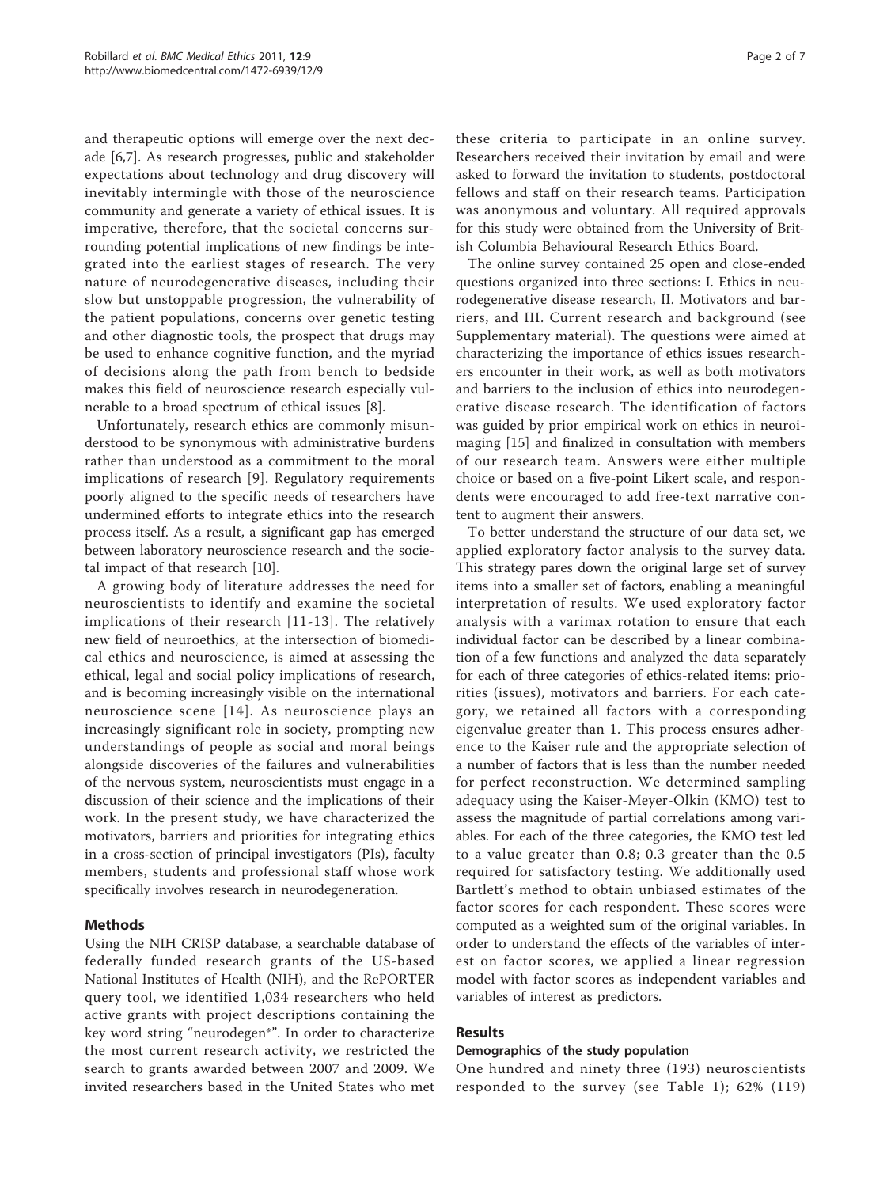and therapeutic options will emerge over the next decade [6,7]. As research progresses, public and stakeholder expectations about technology and drug discovery will inevitably intermingle with those of the neuroscience community and generate a variety of ethical issues. It is imperative, therefore, that the societal concerns surrounding potential implications of new findings be integrated into the earliest stages of research. The very nature of neurodegenerative diseases, including their slow but unstoppable progression, the vulnerability of the patient populations, concerns over genetic testing and other diagnostic tools, the prospect that drugs may be used to enhance cognitive function, and the myriad of decisions along the path from bench to bedside makes this field of neuroscience research especially vulnerable to a broad spectrum of ethical issues [8].

Unfortunately, research ethics are commonly misunderstood to be synonymous with administrative burdens rather than understood as a commitment to the moral implications of research [9]. Regulatory requirements poorly aligned to the specific needs of researchers have undermined efforts to integrate ethics into the research process itself. As a result, a significant gap has emerged between laboratory neuroscience research and the societal impact of that research [10].

A growing body of literature addresses the need for neuroscientists to identify and examine the societal implications of their research [11-13]. The relatively new field of neuroethics, at the intersection of biomedical ethics and neuroscience, is aimed at assessing the ethical, legal and social policy implications of research, and is becoming increasingly visible on the international neuroscience scene [14]. As neuroscience plays an increasingly significant role in society, prompting new understandings of people as social and moral beings alongside discoveries of the failures and vulnerabilities of the nervous system, neuroscientists must engage in a discussion of their science and the implications of their work. In the present study, we have characterized the motivators, barriers and priorities for integrating ethics in a cross-section of principal investigators (PIs), faculty members, students and professional staff whose work specifically involves research in neurodegeneration.

## Methods

Using the NIH CRISP database, a searchable database of federally funded research grants of the US-based National Institutes of Health (NIH), and the RePORTER query tool, we identified 1,034 researchers who held active grants with project descriptions containing the key word string "neurodegen*". In order to characterize the most current research activity, we restricted the search to grants awarded between 2007 and 2009. We invited researchers based in the United States who met these criteria to participate in an online survey. Researchers received their invitation by email and were asked to forward the invitation to students, postdoctoral fellows and staff on their research teams. Participation was anonymous and voluntary. All required approvals for this study were obtained from the University of British Columbia Behavioural Research Ethics Board.

The online survey contained 25 open and close-ended questions organized into three sections: I. Ethics in neurodegenerative disease research, II. Motivators and barriers, and III. Current research and background (see Supplementary material). The questions were aimed at characterizing the importance of ethics issues researchers encounter in their work, as well as both motivators and barriers to the inclusion of ethics into neurodegenerative disease research. The identification of factors was guided by prior empirical work on ethics in neuroimaging [15] and finalized in consultation with members of our research team. Answers were either multiple choice or based on a five-point Likert scale, and respondents were encouraged to add free-text narrative content to augment their answers.

To better understand the structure of our data set, we applied exploratory factor analysis to the survey data. This strategy pares down the original large set of survey items into a smaller set of factors, enabling a meaningful interpretation of results. We used exploratory factor analysis with a varimax rotation to ensure that each individual factor can be described by a linear combination of a few functions and analyzed the data separately for each of three categories of ethics-related items: priorities (issues), motivators and barriers. For each category, we retained all factors with a corresponding eigenvalue greater than 1. This process ensures adherence to the Kaiser rule and the appropriate selection of a number of factors that is less than the number needed for perfect reconstruction. We determined sampling adequacy using the Kaiser-Meyer-Olkin (KMO) test to assess the magnitude of partial correlations among variables. For each of the three categories, the KMO test led to a value greater than 0.8; 0.3 greater than the 0.5 required for satisfactory testing. We additionally used Bartlett's method to obtain unbiased estimates of the factor scores for each respondent. These scores were computed as a weighted sum of the original variables. In order to understand the effects of the variables of interest on factor scores, we applied a linear regression model with factor scores as independent variables and variables of interest as predictors.

## Results

### Demographics of the study population

One hundred and ninety three (193) neuroscientists responded to the survey (see Table 1); 62% (119)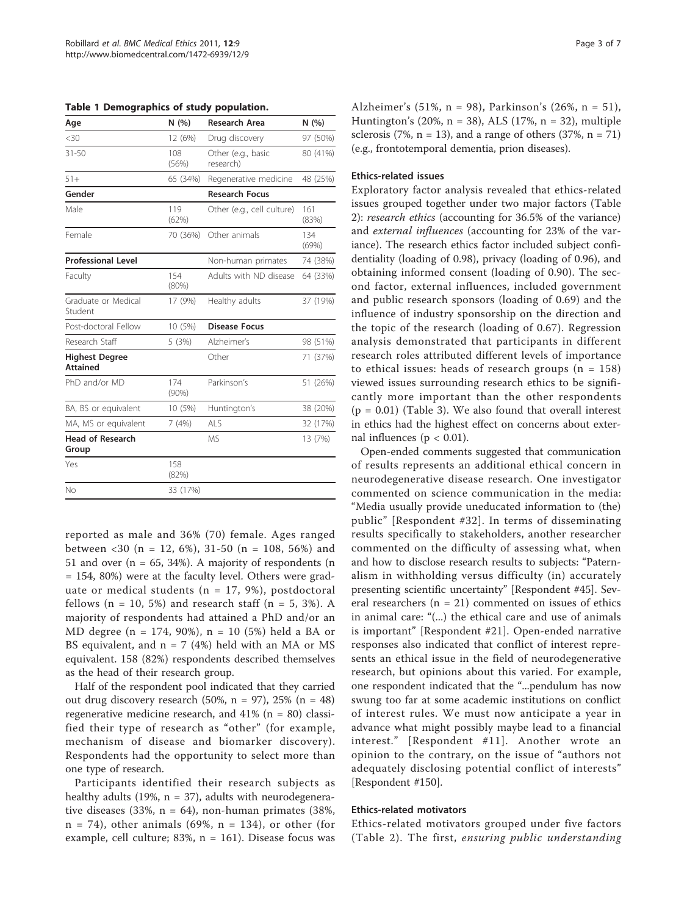**Table 1 Demographics of study population.**

| Age | N (%) | Research Area | N (%) |
|---|---|---|---|
| <30 | 12 (6%) | Drug discovery | 97 (50%) |
| 31-50 | 108 (56%) | Other (e.g., basic research) | 80 (41%) |
| 51+ | 65 (34%) | Regenerative medicine | 48 (25%) |
| **Gender** | | **Research Focus** | |
| Male | 119 (62%) | Other (e.g., cell culture) | 161 (83%) |
| Female | 70 (36%) | Other animals | 134 (69%) |
| **Professional Level** | | Non-human primates | 74 (38%) |
| Faculty | 154 (80%) | Adults with ND disease | 64 (33%) |
| Graduate or Medical Student | 17 (9%) | Healthy adults | 37 (19%) |
| Post-doctoral Fellow | 10 (5%) | **Disease Focus** | |
| Research Staff | 5 (3%) | Alzheimer's | 98 (51%) |
| **Highest Degree Attained** | | Other | 71 (37%) |
| PhD and/or MD | 174 (90%) | Parkinson's | 51 (26%) |
| BA, BS or equivalent | 10 (5%) | Huntington's | 38 (20%) |
| MA, MS or equivalent | 7 (4%) | ALS | 32 (17%) |
| **Head of Research Group** | | MS | 13 (7%) |
| Yes | 158 (82%) | | |
| No | 33 (17%) | | |

reported as male and 36% (70) female. Ages ranged between <30 (n = 12, 6%), 31-50 (n = 108, 56%) and 51 and over (n = 65, 34%). A majority of respondents (n = 154, 80%) were at the faculty level. Others were graduate or medical students (n = 17, 9%), postdoctoral fellows (n = 10, 5%) and research staff (n = 5, 3%). A majority of respondents had attained a PhD and/or an MD degree (n = 174, 90%), n = 10 (5%) held a BA or BS equivalent, and n = 7 (4%) held with an MA or MS equivalent. 158 (82%) respondents described themselves as the head of their research group.

Half of the respondent pool indicated that they carried out drug discovery research (50%, n = 97), 25% (n = 48) regenerative medicine research, and 41% (n = 80) classified their type of research as "other" (for example, mechanism of disease and biomarker discovery). Respondents had the opportunity to select more than one type of research.

Participants identified their research subjects as healthy adults (19%, n = 37), adults with neurodegenerative diseases (33%, n = 64), non-human primates (38%, n = 74), other animals (69%, n = 134), or other (for example, cell culture; 83%, n = 161). Disease focus was Alzheimer's (51%, n = 98), Parkinson's (26%, n = 51), Huntington's (20%, n = 38), ALS (17%, n = 32), multiple sclerosis (7%, n = 13), and a range of others (37%, n = 71) (e.g., frontotemporal dementia, prion diseases).

### Ethics-related issues

Exploratory factor analysis revealed that ethics-related issues grouped together under two major factors (Table 2): *research ethics* (accounting for 36.5% of the variance) and *external influences* (accounting for 23% of the variance). The research ethics factor included subject confidentiality (loading of 0.98), privacy (loading of 0.96), and obtaining informed consent (loading of 0.90). The second factor, external influences, included government and public research sponsors (loading of 0.69) and the influence of industry sponsorship on the direction and the topic of the research (loading of 0.67). Regression analysis demonstrated that participants in different research roles attributed different levels of importance to ethical issues: heads of research groups (n = 158) viewed issues surrounding research ethics to be significantly more important than the other respondents ($p = 0.01$) (Table 3). We also found that overall interest in ethics had the highest effect on concerns about external influences ($p < 0.01$).

Open-ended comments suggested that communication of results represents an additional ethical concern in neurodegenerative disease research. One investigator commented on science communication in the media: "Media usually provide uneducated information to (the) public" [Respondent #32]. In terms of disseminating results specifically to stakeholders, another researcher commented on the difficulty of assessing what, when and how to disclose research results to subjects: "Paternalism in withholding versus difficulty (in) accurately presenting scientific uncertainty" [Respondent #45]. Several researchers (n = 21) commented on issues of ethics in animal care: "(...) the ethical care and use of animals is important" [Respondent #21]. Open-ended narrative responses also indicated that conflict of interest represents an ethical issue in the field of neurodegenerative research, but opinions about this varied. For example, one respondent indicated that the "...pendulum has now swung too far at some academic institutions on conflict of interest rules. We must now anticipate a year in advance what might possibly maybe lead to a financial interest." [Respondent #11]. Another wrote an opinion to the contrary, on the issue of "authors not adequately disclosing potential conflict of interests" [Respondent #150].

### Ethics-related motivators

Ethics-related motivators grouped under five factors (Table 2). The first, *ensuring public understanding*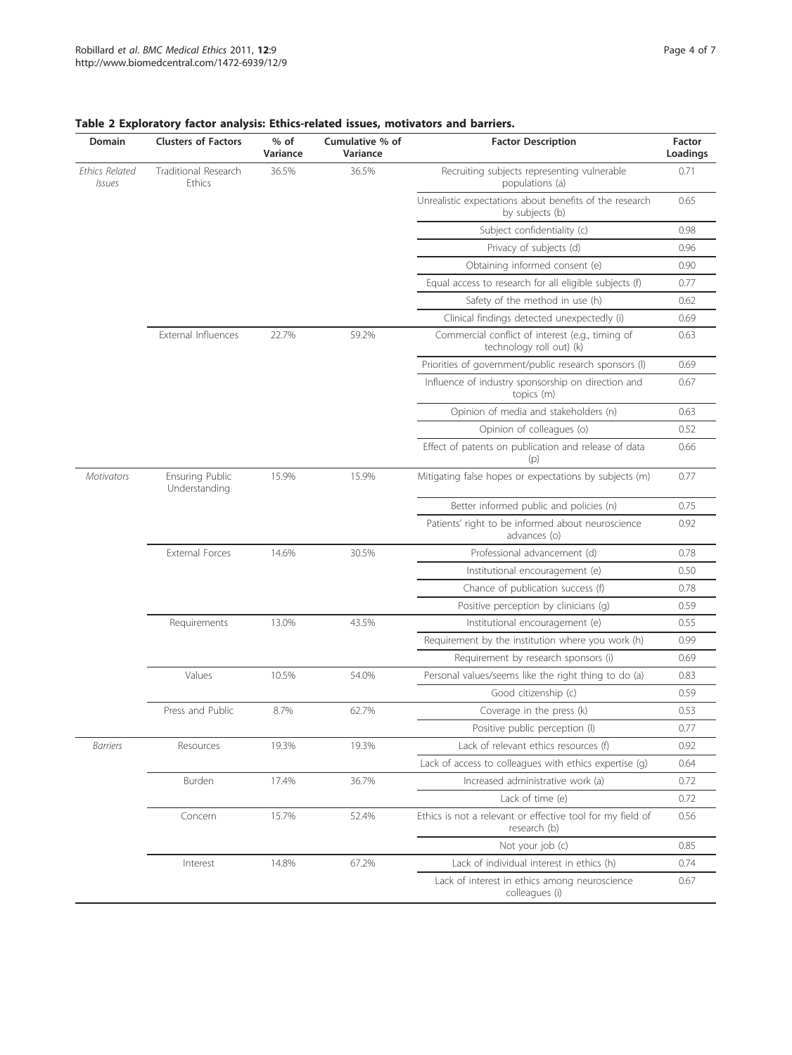**Table 2 Exploratory factor analysis: Ethics-related issues, motivators and barriers.**

| Domain | Clusters of Factors | % of Variance | Cumulative % of Variance | Factor Description | Factor Loadings |
|---|---|---|---|---|---|
| *Ethics Related Issues* | Traditional Research Ethics | 36.5% | 36.5% | Recruiting subjects representing vulnerable populations (a) | 0.71 |
| | | | | Unrealistic expectations about benefits of the research by subjects (b) | 0.65 |
| | | | | Subject confidentiality (c) | 0.98 |
| | | | | Privacy of subjects (d) | 0.96 |
| | | | | Obtaining informed consent (e) | 0.90 |
| | | | | Equal access to research for all eligible subjects (f) | 0.77 |
| | | | | Safety of the method in use (h) | 0.62 |
| | | | | Clinical findings detected unexpectedly (i) | 0.69 |
| | External Influences | 22.7% | 59.2% | Commercial conflict of interest (e.g., timing of technology roll out) (k) | 0.63 |
| | | | | Priorities of government/public research sponsors (l) | 0.69 |
| | | | | Influence of industry sponsorship on direction and topics (m) | 0.67 |
| | | | | Opinion of media and stakeholders (n) | 0.63 |
| | | | | Opinion of colleagues (o) | 0.52 |
| | | | | Effect of patents on publication and release of data (p) | 0.66 |
| *Motivators* | Ensuring Public Understanding | 15.9% | 15.9% | Mitigating false hopes or expectations by subjects (m) | 0.77 |
| | | | | Better informed public and policies (n) | 0.75 |
| | | | | Patients' right to be informed about neuroscience advances (o) | 0.92 |
| | External Forces | 14.6% | 30.5% | Professional advancement (d) | 0.78 |
| | | | | Institutional encouragement (e) | 0.50 |
| | | | | Chance of publication success (f) | 0.78 |
| | | | | Positive perception by clinicians (g) | 0.59 |
| | Requirements | 13.0% | 43.5% | Institutional encouragement (e) | 0.55 |
| | | | | Requirement by the institution where you work (h) | 0.99 |
| | | | | Requirement by research sponsors (i) | 0.69 |
| | Values | 10.5% | 54.0% | Personal values/seems like the right thing to do (a) | 0.83 |
| | | | | Good citizenship (c) | 0.59 |
| | Press and Public | 8.7% | 62.7% | Coverage in the press (k) | 0.53 |
| | | | | Positive public perception (l) | 0.77 |
| *Barriers* | Resources | 19.3% | 19.3% | Lack of relevant ethics resources (f) | 0.92 |
| | | | | Lack of access to colleagues with ethics expertise (g) | 0.64 |
| | Burden | 17.4% | 36.7% | Increased administrative work (a) | 0.72 |
| | | | | Lack of time (e) | 0.72 |
| | Concern | 15.7% | 52.4% | Ethics is not a relevant or effective tool for my field of research (b) | 0.56 |
| | | | | Not your job (c) | 0.85 |
| | Interest | 14.8% | 67.2% | Lack of individual interest in ethics (h) | 0.74 |
| | | | | Lack of interest in ethics among neuroscience colleagues (i) | 0.67 |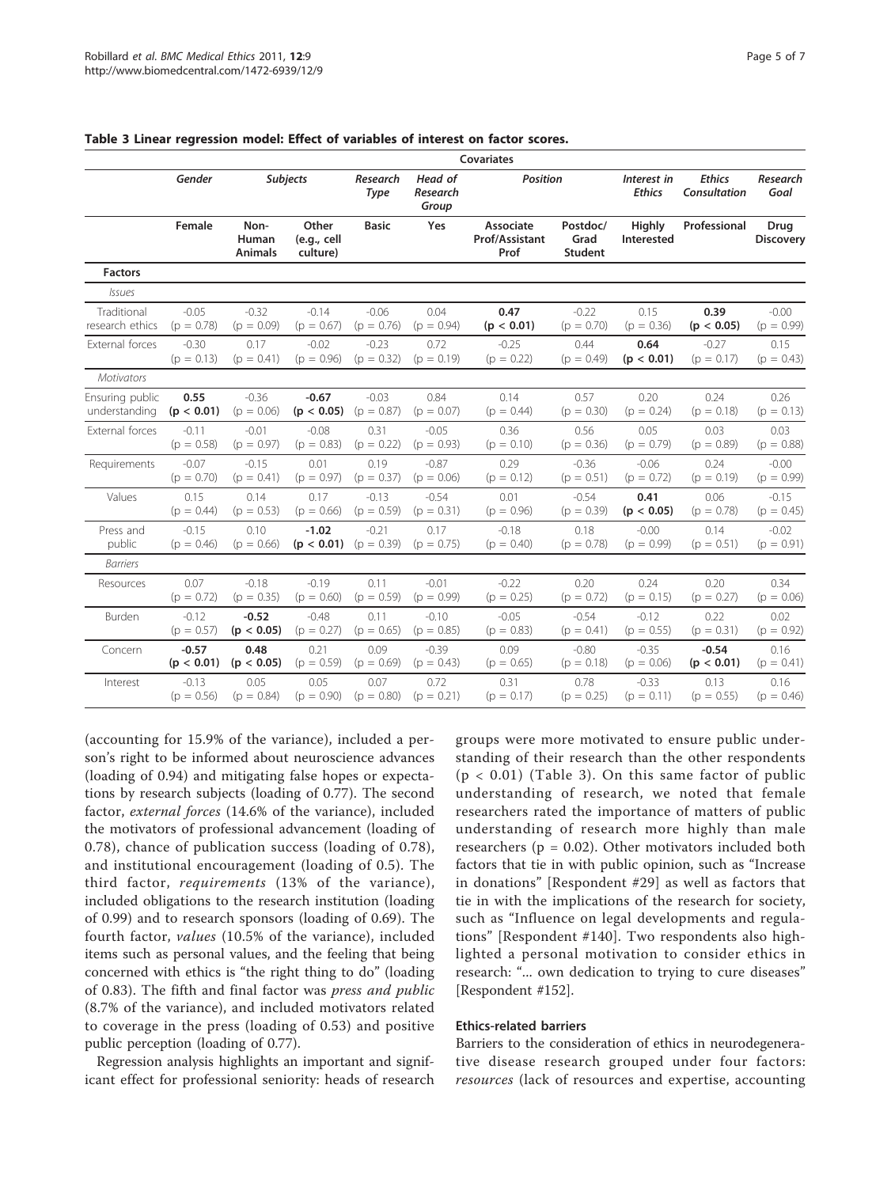**Table 3 Linear regression model: Effect of variables of interest on factor scores.**

| | Covariates | | | | | | | | | |
|---|---|---|---|---|---|---|---|---|---|---|
| | *Gender* | *Subjects* | | *Research Type* | *Head of Research Group* | *Position* | | *Interest in Ethics* | *Ethics Consultation* | *Research Goal* |
| | **Female** | **Non-Human Animals** | **Other (e.g., cell culture)** | **Basic** | **Yes** | **Associate Prof/Assistant Prof** | **Postdoc/ Grad Student** | **Highly Interested** | **Professional** | **Drug Discovery** |
| **Factors** | | | | | | | | | | |
| *Issues* | | | | | | | | | | |
| Traditional research ethics | -0.05 (p = 0.78) | -0.32 (p = 0.09) | -0.14 (p = 0.67) | -0.06 (p = 0.76) | 0.04 (p = 0.94) | **0.47 (p < 0.01)** | -0.22 (p = 0.70) | 0.15 (p = 0.36) | **0.39 (p < 0.05)** | -0.00 (p = 0.99) |
| External forces | -0.30 (p = 0.13) | 0.17 (p = 0.41) | -0.02 (p = 0.96) | -0.23 (p = 0.32) | 0.72 (p = 0.19) | -0.25 (p = 0.22) | 0.44 (p = 0.49) | **0.64 (p < 0.01)** | -0.27 (p = 0.17) | 0.15 (p = 0.43) |
| *Motivators* | | | | | | | | | | |
| Ensuring public understanding | **0.55 (p < 0.01)** | -0.36 (p = 0.06) | **-0.67 (p < 0.05)** | -0.03 (p = 0.87) | 0.84 (p = 0.07) | 0.14 (p = 0.44) | 0.57 (p = 0.30) | 0.20 (p = 0.24) | 0.24 (p = 0.18) | 0.26 (p = 0.13) |
| External forces | -0.11 (p = 0.58) | -0.01 (p = 0.97) | -0.08 (p = 0.83) | 0.31 (p = 0.22) | -0.05 (p = 0.93) | 0.36 (p = 0.10) | 0.56 (p = 0.36) | 0.05 (p = 0.79) | 0.03 (p = 0.89) | 0.03 (p = 0.88) |
| Requirements | -0.07 (p = 0.70) | -0.15 (p = 0.41) | 0.01 (p = 0.97) | 0.19 (p = 0.37) | -0.87 (p = 0.06) | 0.29 (p = 0.12) | -0.36 (p = 0.51) | -0.06 (p = 0.72) | 0.24 (p = 0.19) | -0.00 (p = 0.99) |
| Values | 0.15 (p = 0.44) | 0.14 (p = 0.53) | 0.17 (p = 0.66) | -0.13 (p = 0.59) | -0.54 (p = 0.31) | 0.01 (p = 0.96) | -0.54 (p = 0.39) | **0.41 (p < 0.05)** | 0.06 (p = 0.78) | -0.15 (p = 0.45) |
| Press and public | -0.15 (p = 0.46) | 0.10 (p = 0.66) | **-1.02 (p < 0.01)** | -0.21 (p = 0.39) | 0.17 (p = 0.75) | -0.18 (p = 0.40) | 0.18 (p = 0.78) | -0.00 (p = 0.99) | 0.14 (p = 0.51) | -0.02 (p = 0.91) |
| *Barriers* | | | | | | | | | | |
| Resources | 0.07 (p = 0.72) | -0.18 (p = 0.35) | -0.19 (p = 0.60) | 0.11 (p = 0.59) | -0.01 (p = 0.99) | -0.22 (p = 0.25) | 0.20 (p = 0.72) | 0.24 (p = 0.15) | 0.20 (p = 0.27) | 0.34 (p = 0.06) |
| Burden | -0.12 (p = 0.57) | **-0.52 (p < 0.05)** | -0.48 (p = 0.27) | 0.11 (p = 0.65) | -0.10 (p = 0.85) | -0.05 (p = 0.83) | -0.54 (p = 0.41) | -0.12 (p = 0.55) | 0.22 (p = 0.31) | 0.02 (p = 0.92) |
| Concern | **-0.57 (p < 0.01)** | **0.48 (p < 0.05)** | 0.21 (p = 0.59) | 0.09 (p = 0.69) | -0.39 (p = 0.43) | 0.09 (p = 0.65) | -0.80 (p = 0.18) | -0.35 (p = 0.06) | **-0.54 (p < 0.01)** | 0.16 (p = 0.41) |
| Interest | -0.13 (p = 0.56) | 0.05 (p = 0.84) | 0.05 (p = 0.90) | 0.07 (p = 0.80) | 0.72 (p = 0.21) | 0.31 (p = 0.17) | 0.78 (p = 0.25) | -0.33 (p = 0.11) | 0.13 (p = 0.55) | 0.16 (p = 0.46) |

(accounting for 15.9% of the variance), included a person's right to be informed about neuroscience advances (loading of 0.94) and mitigating false hopes or expectations by research subjects (loading of 0.77). The second factor, *external forces* (14.6% of the variance), included the motivators of professional advancement (loading of 0.78), chance of publication success (loading of 0.78), and institutional encouragement (loading of 0.5). The third factor, *requirements* (13% of the variance), included obligations to the research institution (loading of 0.99) and to research sponsors (loading of 0.69). The fourth factor, *values* (10.5% of the variance), included items such as personal values, and the feeling that being concerned with ethics is "the right thing to do" (loading of 0.83). The fifth and final factor was *press and public* (8.7% of the variance), and included motivators related to coverage in the press (loading of 0.53) and positive public perception (loading of 0.77).

Regression analysis highlights an important and significant effect for professional seniority: heads of research groups were more motivated to ensure public understanding of their research than the other respondents ($p < 0.01$) (Table 3). On this same factor of public understanding of research, we noted that female researchers rated the importance of matters of public understanding of research more highly than male researchers ($p = 0.02$). Other motivators included both factors that tie in with public opinion, such as "Increase in donations" [Respondent #29] as well as factors that tie in with the implications of the research for society, such as "Influence on legal developments and regulations" [Respondent #140]. Two respondents also highlighted a personal motivation to consider ethics in research: "... own dedication to trying to cure diseases" [Respondent #152].

### Ethics-related barriers

Barriers to the consideration of ethics in neurodegenerative disease research grouped under four factors: *resources* (lack of resources and expertise, accounting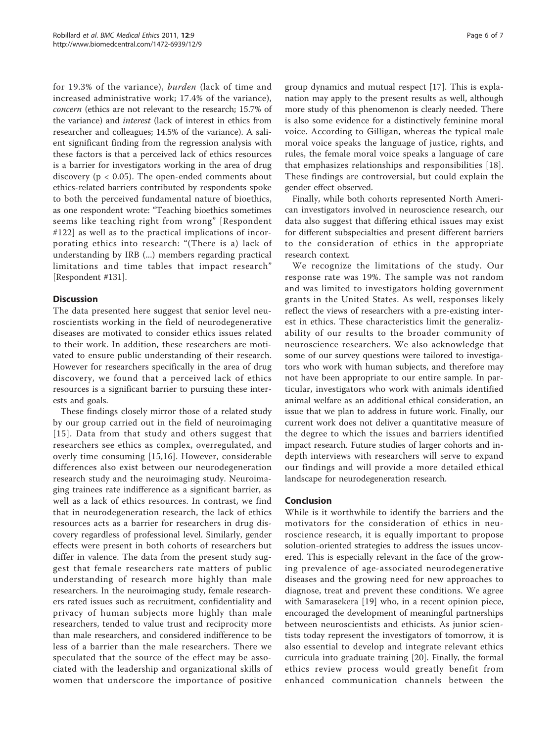for 19.3% of the variance), *burden* (lack of time and increased administrative work; 17.4% of the variance), *concern* (ethics are not relevant to the research; 15.7% of the variance) and *interest* (lack of interest in ethics from researcher and colleagues; 14.5% of the variance). A salient significant finding from the regression analysis with these factors is that a perceived lack of ethics resources is a barrier for investigators working in the area of drug discovery ($p < 0.05$). The open-ended comments about ethics-related barriers contributed by respondents spoke to both the perceived fundamental nature of bioethics, as one respondent wrote: "Teaching bioethics sometimes seems like teaching right from wrong" [Respondent #122] as well as to the practical implications of incorporating ethics into research: "(There is a) lack of understanding by IRB (...) members regarding practical limitations and time tables that impact research" [Respondent #131].

## Discussion

The data presented here suggest that senior level neuroscientists working in the field of neurodegenerative diseases are motivated to consider ethics issues related to their work. In addition, these researchers are motivated to ensure public understanding of their research. However for researchers specifically in the area of drug discovery, we found that a perceived lack of ethics resources is a significant barrier to pursuing these interests and goals.

These findings closely mirror those of a related study by our group carried out in the field of neuroimaging [15]. Data from that study and others suggest that researchers see ethics as complex, overregulated, and overly time consuming [15,16]. However, considerable differences also exist between our neurodegeneration research study and the neuroimaging study. Neuroimaging trainees rate indifference as a significant barrier, as well as a lack of ethics resources. In contrast, we find that in neurodegeneration research, the lack of ethics resources acts as a barrier for researchers in drug discovery regardless of professional level. Similarly, gender effects were present in both cohorts of researchers but differ in valence. The data from the present study suggest that female researchers rate matters of public understanding of research more highly than male researchers. In the neuroimaging study, female researchers rated issues such as recruitment, confidentiality and privacy of human subjects more highly than male researchers, tended to value trust and reciprocity more than male researchers, and considered indifference to be less of a barrier than the male researchers. There we speculated that the source of the effect may be associated with the leadership and organizational skills of women that underscore the importance of positive group dynamics and mutual respect [17]. This is explanation may apply to the present results as well, although more study of this phenomenon is clearly needed. There is also some evidence for a distinctively feminine moral voice. According to Gilligan, whereas the typical male moral voice speaks the language of justice, rights, and rules, the female moral voice speaks a language of care that emphasizes relationships and responsibilities [18]. These findings are controversial, but could explain the gender effect observed.

Finally, while both cohorts represented North American investigators involved in neuroscience research, our data also suggest that differing ethical issues may exist for different subspecialties and present different barriers to the consideration of ethics in the appropriate research context.

We recognize the limitations of the study. Our response rate was 19%. The sample was not random and was limited to investigators holding government grants in the United States. As well, responses likely reflect the views of researchers with a pre-existing interest in ethics. These characteristics limit the generalizability of our results to the broader community of neuroscience researchers. We also acknowledge that some of our survey questions were tailored to investigators who work with human subjects, and therefore may not have been appropriate to our entire sample. In particular, investigators who work with animals identified animal welfare as an additional ethical consideration, an issue that we plan to address in future work. Finally, our current work does not deliver a quantitative measure of the degree to which the issues and barriers identified impact research. Future studies of larger cohorts and in-depth interviews with researchers will serve to expand our findings and will provide a more detailed ethical landscape for neurodegeneration research.

## Conclusion

While is it worthwhile to identify the barriers and the motivators for the consideration of ethics in neuroscience research, it is equally important to propose solution-oriented strategies to address the issues uncovered. This is especially relevant in the face of the growing prevalence of age-associated neurodegenerative diseases and the growing need for new approaches to diagnose, treat and prevent these conditions. We agree with Samarasekera [19] who, in a recent opinion piece, encouraged the development of meaningful partnerships between neuroscientists and ethicists. As junior scientists today represent the investigators of tomorrow, it is also essential to develop and integrate relevant ethics curricula into graduate training [20]. Finally, the formal ethics review process would greatly benefit from enhanced communication channels between the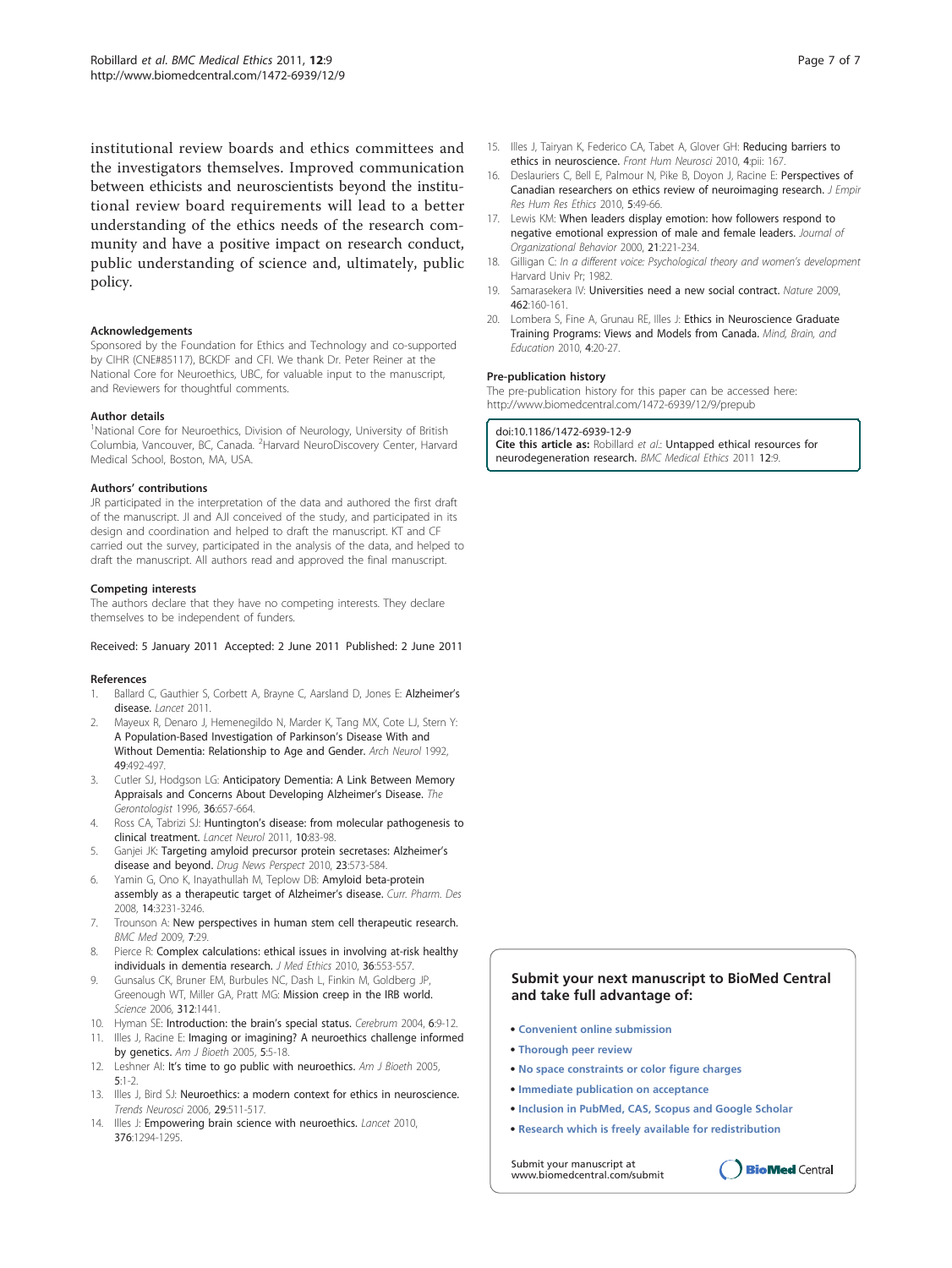institutional review boards and ethics committees and the investigators themselves. Improved communication between ethicists and neuroscientists beyond the institutional review board requirements will lead to a better understanding of the ethics needs of the research community and have a positive impact on research conduct, public understanding of science and, ultimately, public policy.

#### Acknowledgements

Sponsored by the Foundation for Ethics and Technology and co-supported by CIHR (CNE#85117), BCKDF and CFI. We thank Dr. Peter Reiner at the National Core for Neuroethics, UBC, for valuable input to the manuscript, and Reviewers for thoughtful comments.

#### Author details

[1]National Core for Neuroethics, Division of Neurology, University of British Columbia, Vancouver, BC, Canada. [2]Harvard NeuroDiscovery Center, Harvard Medical School, Boston, MA, USA.

#### Authors' contributions

JR participated in the interpretation of the data and authored the first draft of the manuscript. JI and AJI conceived of the study, and participated in its design and coordination and helped to draft the manuscript. KT and CF carried out the survey, participated in the analysis of the data, and helped to draft the manuscript. All authors read and approved the final manuscript.

#### Competing interests

The authors declare that they have no competing interests. They declare themselves to be independent of funders.

Received: 5 January 2011 Accepted: 2 June 2011 Published: 2 June 2011

#### References

1. Ballard C, Gauthier S, Corbett A, Brayne C, Aarsland D, Jones E: **Alzheimer's disease.** *Lancet* 2011.
2. Mayeux R, Denaro J, Hemenegildo N, Marder K, Tang MX, Cote LJ, Stern Y: **A Population-Based Investigation of Parkinson's Disease With and Without Dementia: Relationship to Age and Gender.** *Arch Neurol* 1992, **49**:492-497.
3. Cutler SJ, Hodgson LG: **Anticipatory Dementia: A Link Between Memory Appraisals and Concerns About Developing Alzheimer's Disease.** *The Gerontologist* 1996, **36**:657-664.
4. Ross CA, Tabrizi SJ: **Huntington's disease: from molecular pathogenesis to clinical treatment.** *Lancet Neurol* 2011, **10**:83-98.
5. Ganjei JK: **Targeting amyloid precursor protein secretases: Alzheimer's disease and beyond.** *Drug News Perspect* 2010, **23**:573-584.
6. Yamin G, Ono K, Inayathullah M, Teplow DB: **Amyloid beta-protein assembly as a therapeutic target of Alzheimer's disease.** *Curr. Pharm. Des* 2008, **14**:3231-3246.
7. Trounson A: **New perspectives in human stem cell therapeutic research.** *BMC Med* 2009, **7**:29.
8. Pierce R: **Complex calculations: ethical issues in involving at-risk healthy individuals in dementia research.** *J Med Ethics* 2010, **36**:553-557.
9. Gunsalus CK, Bruner EM, Burbules NC, Dash L, Finkin M, Goldberg JP, Greenough WT, Miller GA, Pratt MG: **Mission creep in the IRB world.** *Science* 2006, **312**:1441.
10. Hyman SE: **Introduction: the brain's special status.** *Cerebrum* 2004, **6**:9-12.
11. Illes J, Racine E: **Imaging or imagining? A neuroethics challenge informed by genetics.** *Am J Bioeth* 2005, **5**:5-18.
12. Leshner AI: **It's time to go public with neuroethics.** *Am J Bioeth* 2005, **5**:1-2.
13. Illes J, Bird SJ: **Neuroethics: a modern context for ethics in neuroscience.** *Trends Neurosci* 2006, **29**:511-517.
14. Illes J: **Empowering brain science with neuroethics.** *Lancet* 2010, **376**:1294-1295.
15. Illes J, Tairyan K, Federico CA, Tabet A, Glover GH: **Reducing barriers to ethics in neuroscience.** *Front Hum Neurosci* 2010, **4**:pii: 167.
16. Deslauriers C, Bell E, Palmour N, Pike B, Doyon J, Racine E: **Perspectives of Canadian researchers on ethics review of neuroimaging research.** *J Empir Res Hum Res Ethics* 2010, **5**:49-66.
17. Lewis KM: **When leaders display emotion: how followers respond to negative emotional expression of male and female leaders.** *Journal of Organizational Behavior* 2000, **21**:221-234.
18. Gilligan C: *In a different voice: Psychological theory and women's development* Harvard Univ Pr; 1982.
19. Samarasekera IV: **Universities need a new social contract.** *Nature* 2009, **462**:160-161.
20. Lombera S, Fine A, Grunau RE, Illes J: **Ethics in Neuroscience Graduate Training Programs: Views and Models from Canada.** *Mind, Brain, and Education* 2010, **4**:20-27.

#### Pre-publication history

The pre-publication history for this paper can be accessed here: http://www.biomedcentral.com/1472-6939/12/9/prepub

doi:10.1186/1472-6939-12-9
**Cite this article as:** Robillard *et al.*: Untapped ethical resources for neurodegeneration research. *BMC Medical Ethics* 2011 **12**:9.

### Submit your next manuscript to BioMed Central and take full advantage of:

- Convenient online submission
- Thorough peer review
- No space constraints or color figure charges
- Immediate publication on acceptance
- Inclusion in PubMed, CAS, Scopus and Google Scholar
- Research which is freely available for redistribution

Submit your manuscript at www.biomedcentral.com/submit

BioMed Central